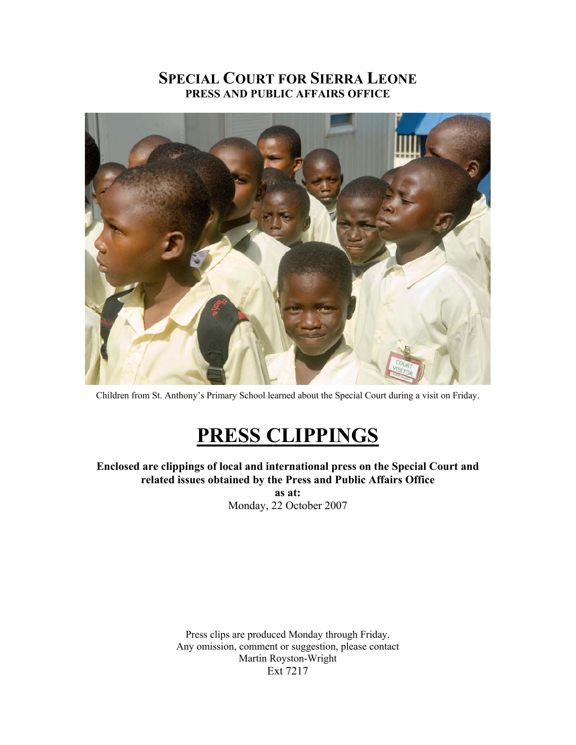# SPECIAL COURT FOR SIERRA LEONE
## PRESS AND PUBLIC AFFAIRS OFFICE

Children from St. Anthony's Primary School learned about the Special Court during a visit on Friday.

# PRESS CLIPPINGS

**Enclosed are clippings of local and international press on the Special Court and related issues obtained by the Press and Public Affairs Office**
**as at:**
Monday, 22 October 2007

Press clips are produced Monday through Friday.
Any omission, comment or suggestion, please contact
Martin Royston-Wright
Ext 7217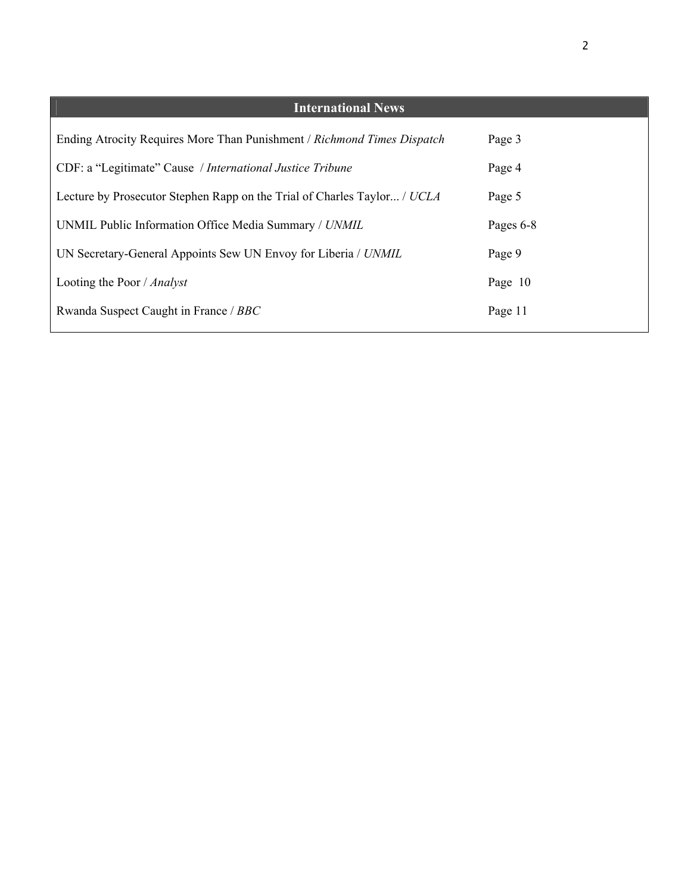## International News

| | |
|---|---|
| Ending Atrocity Requires More Than Punishment / *Richmond Times Dispatch* | Page 3 |
| CDF: a "Legitimate" Cause / *International Justice Tribune* | Page 4 |
| Lecture by Prosecutor Stephen Rapp on the Trial of Charles Taylor... / *UCLA* | Page 5 |
| UNMIL Public Information Office Media Summary / *UNMIL* | Pages 6-8 |
| UN Secretary-General Appoints Sew UN Envoy for Liberia / *UNMIL* | Page 9 |
| Looting the Poor / *Analyst* | Page 10 |
| Rwanda Suspect Caught in France / *BBC* | Page 11 |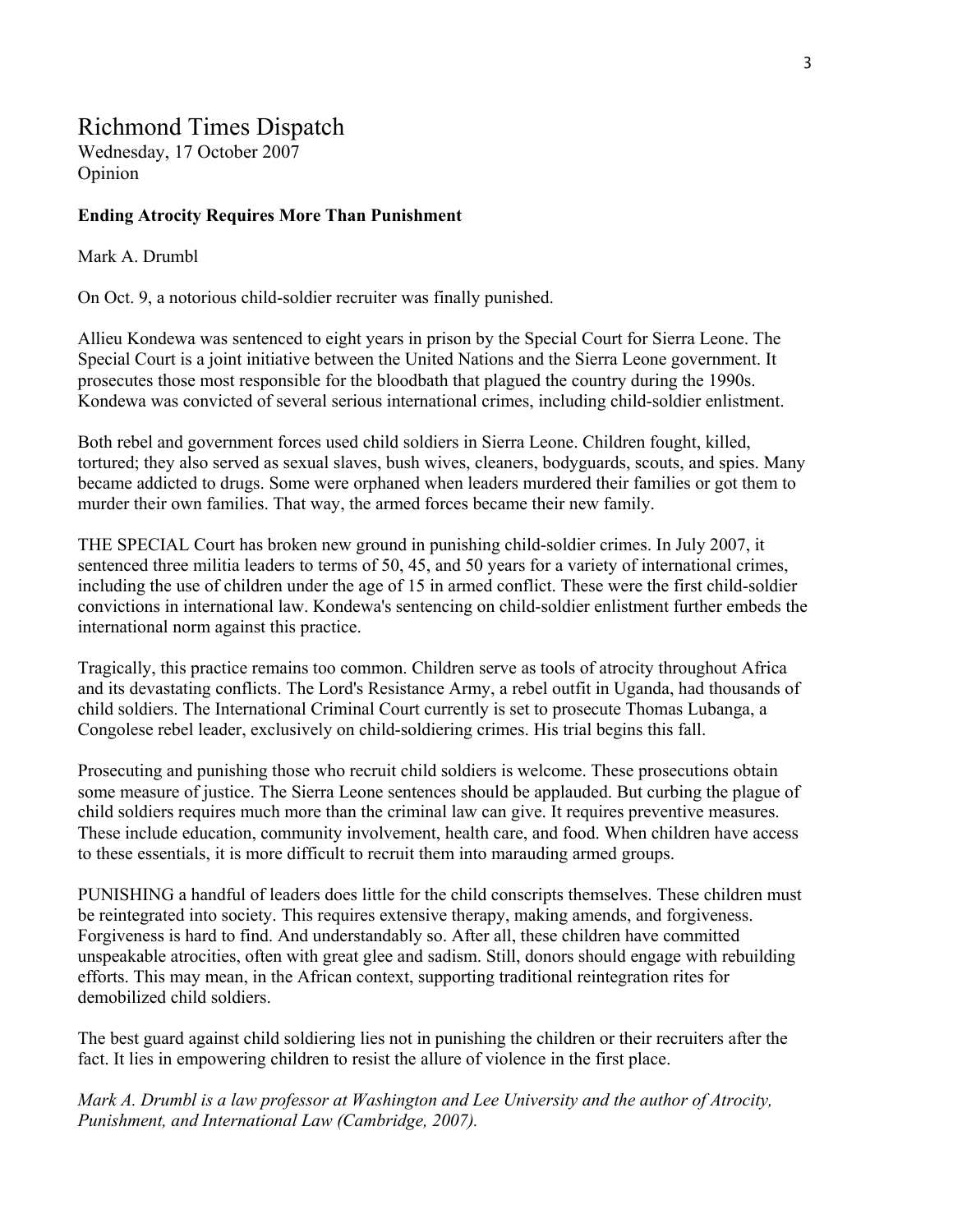# Richmond Times Dispatch

Wednesday, 17 October 2007
Opinion

**Ending Atrocity Requires More Than Punishment**

Mark A. Drumbl

On Oct. 9, a notorious child-soldier recruiter was finally punished.

Allieu Kondewa was sentenced to eight years in prison by the Special Court for Sierra Leone. The Special Court is a joint initiative between the United Nations and the Sierra Leone government. It prosecutes those most responsible for the bloodbath that plagued the country during the 1990s. Kondewa was convicted of several serious international crimes, including child-soldier enlistment.

Both rebel and government forces used child soldiers in Sierra Leone. Children fought, killed, tortured; they also served as sexual slaves, bush wives, cleaners, bodyguards, scouts, and spies. Many became addicted to drugs. Some were orphaned when leaders murdered their families or got them to murder their own families. That way, the armed forces became their new family.

THE SPECIAL Court has broken new ground in punishing child-soldier crimes. In July 2007, it sentenced three militia leaders to terms of 50, 45, and 50 years for a variety of international crimes, including the use of children under the age of 15 in armed conflict. These were the first child-soldier convictions in international law. Kondewa's sentencing on child-soldier enlistment further embeds the international norm against this practice.

Tragically, this practice remains too common. Children serve as tools of atrocity throughout Africa and its devastating conflicts. The Lord's Resistance Army, a rebel outfit in Uganda, had thousands of child soldiers. The International Criminal Court currently is set to prosecute Thomas Lubanga, a Congolese rebel leader, exclusively on child-soldiering crimes. His trial begins this fall.

Prosecuting and punishing those who recruit child soldiers is welcome. These prosecutions obtain some measure of justice. The Sierra Leone sentences should be applauded. But curbing the plague of child soldiers requires much more than the criminal law can give. It requires preventive measures. These include education, community involvement, health care, and food. When children have access to these essentials, it is more difficult to recruit them into marauding armed groups.

PUNISHING a handful of leaders does little for the child conscripts themselves. These children must be reintegrated into society. This requires extensive therapy, making amends, and forgiveness. Forgiveness is hard to find. And understandably so. After all, these children have committed unspeakable atrocities, often with great glee and sadism. Still, donors should engage with rebuilding efforts. This may mean, in the African context, supporting traditional reintegration rites for demobilized child soldiers.

The best guard against child soldiering lies not in punishing the children or their recruiters after the fact. It lies in empowering children to resist the allure of violence in the first place.

*Mark A. Drumbl is a law professor at Washington and Lee University and the author of Atrocity, Punishment, and International Law (Cambridge, 2007).*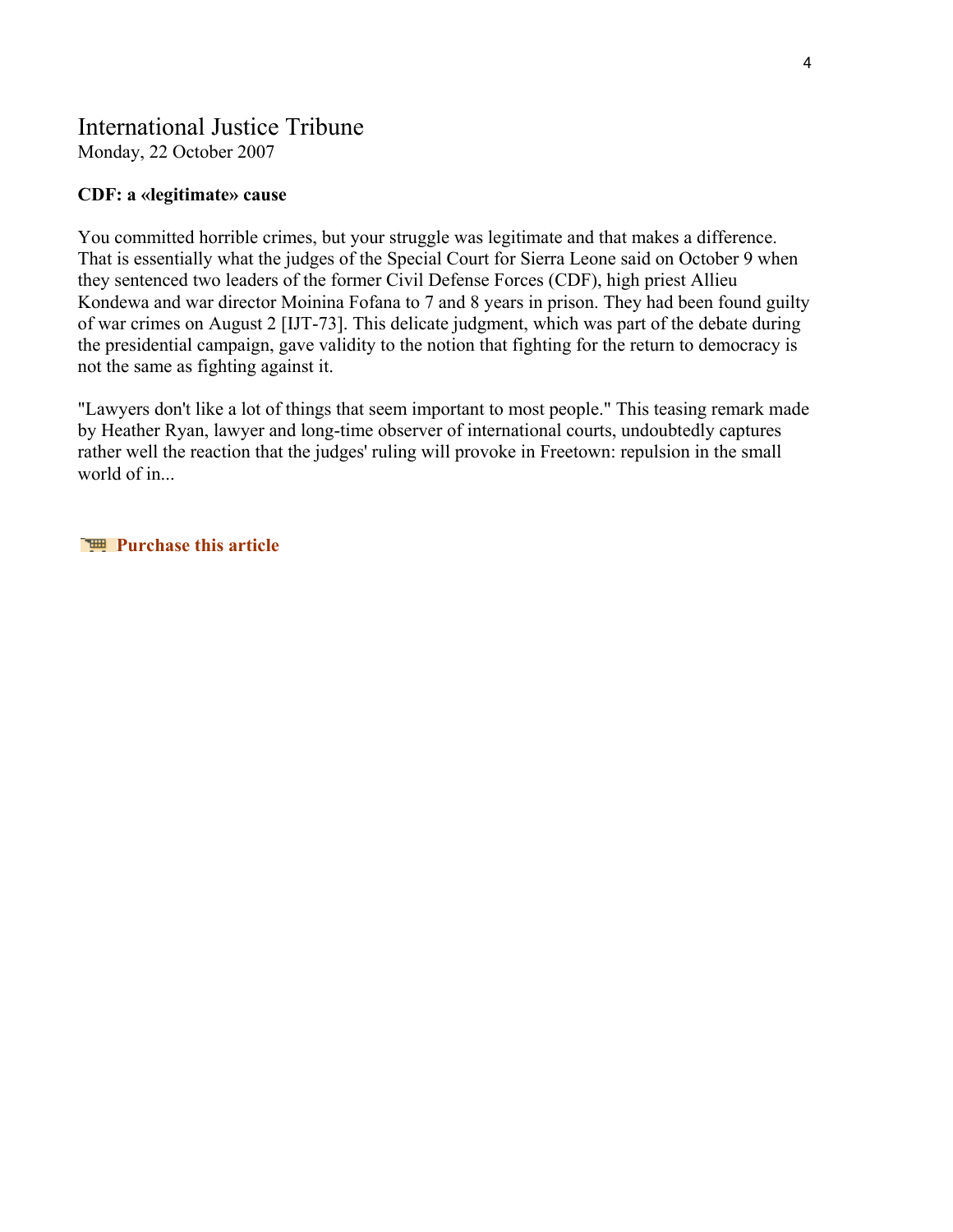# International Justice Tribune

Monday, 22 October 2007

**CDF: a «legitimate» cause**

You committed horrible crimes, but your struggle was legitimate and that makes a difference. That is essentially what the judges of the Special Court for Sierra Leone said on October 9 when they sentenced two leaders of the former Civil Defense Forces (CDF), high priest Allieu Kondewa and war director Moinina Fofana to 7 and 8 years in prison. They had been found guilty of war crimes on August 2 [IJT-73]. This delicate judgment, which was part of the debate during the presidential campaign, gave validity to the notion that fighting for the return to democracy is not the same as fighting against it.

"Lawyers don't like a lot of things that seem important to most people." This teasing remark made by Heather Ryan, lawyer and long-time observer of international courts, undoubtedly captures rather well the reaction that the judges' ruling will provoke in Freetown: repulsion in the small world of in...

**Purchase this article**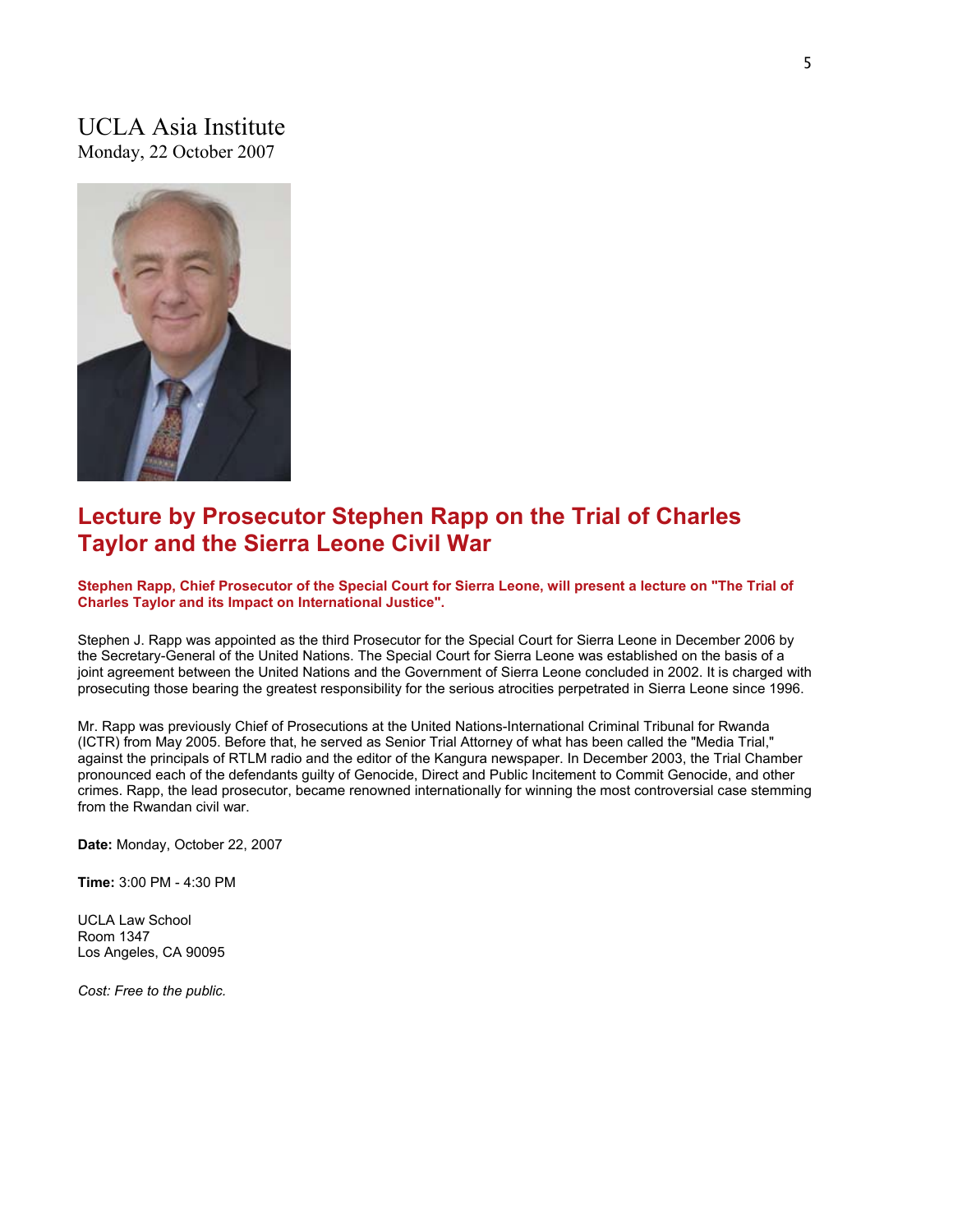UCLA Asia Institute
Monday, 22 October 2007

## Lecture by Prosecutor Stephen Rapp on the Trial of Charles Taylor and the Sierra Leone Civil War

**Stephen Rapp, Chief Prosecutor of the Special Court for Sierra Leone, will present a lecture on "The Trial of Charles Taylor and its Impact on International Justice".**

Stephen J. Rapp was appointed as the third Prosecutor for the Special Court for Sierra Leone in December 2006 by the Secretary-General of the United Nations. The Special Court for Sierra Leone was established on the basis of a joint agreement between the United Nations and the Government of Sierra Leone concluded in 2002. It is charged with prosecuting those bearing the greatest responsibility for the serious atrocities perpetrated in Sierra Leone since 1996.

Mr. Rapp was previously Chief of Prosecutions at the United Nations-International Criminal Tribunal for Rwanda (ICTR) from May 2005. Before that, he served as Senior Trial Attorney of what has been called the "Media Trial," against the principals of RTLM radio and the editor of the Kangura newspaper. In December 2003, the Trial Chamber pronounced each of the defendants guilty of Genocide, Direct and Public Incitement to Commit Genocide, and other crimes. Rapp, the lead prosecutor, became renowned internationally for winning the most controversial case stemming from the Rwandan civil war.

**Date:** Monday, October 22, 2007

**Time:** 3:00 PM - 4:30 PM

UCLA Law School
Room 1347
Los Angeles, CA 90095

*Cost: Free to the public.*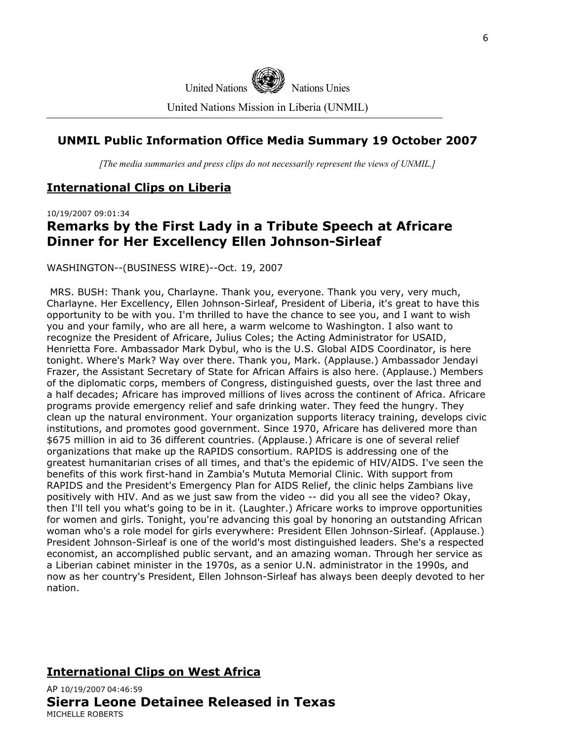United Nations Nations Unies

United Nations Mission in Liberia (UNMIL)

## UNMIL Public Information Office Media Summary 19 October 2007

*[The media summaries and press clips do not necessarily represent the views of UNMIL.]*

## International Clips on Liberia

10/19/2007 09:01:34

### Remarks by the First Lady in a Tribute Speech at Africare Dinner for Her Excellency Ellen Johnson-Sirleaf

WASHINGTON--(BUSINESS WIRE)--Oct. 19, 2007

MRS. BUSH: Thank you, Charlayne. Thank you, everyone. Thank you very, very much, Charlayne. Her Excellency, Ellen Johnson-Sirleaf, President of Liberia, it's great to have this opportunity to be with you. I'm thrilled to have the chance to see you, and I want to wish you and your family, who are all here, a warm welcome to Washington. I also want to recognize the President of Africare, Julius Coles; the Acting Administrator for USAID, Henrietta Fore. Ambassador Mark Dybul, who is the U.S. Global AIDS Coordinator, is here tonight. Where's Mark? Way over there. Thank you, Mark. (Applause.) Ambassador Jendayi Frazer, the Assistant Secretary of State for African Affairs is also here. (Applause.) Members of the diplomatic corps, members of Congress, distinguished guests, over the last three and a half decades; Africare has improved millions of lives across the continent of Africa. Africare programs provide emergency relief and safe drinking water. They feed the hungry. They clean up the natural environment. Your organization supports literacy training, develops civic institutions, and promotes good government. Since 1970, Africare has delivered more than $675 million in aid to 36 different countries. (Applause.) Africare is one of several relief organizations that make up the RAPIDS consortium. RAPIDS is addressing one of the greatest humanitarian crises of all times, and that's the epidemic of HIV/AIDS. I've seen the benefits of this work first-hand in Zambia's Mututa Memorial Clinic. With support from RAPIDS and the President's Emergency Plan for AIDS Relief, the clinic helps Zambians live positively with HIV. And as we just saw from the video -- did you all see the video? Okay, then I'll tell you what's going to be in it. (Laughter.) Africare works to improve opportunities for women and girls. Tonight, you're advancing this goal by honoring an outstanding African woman who's a role model for girls everywhere: President Ellen Johnson-Sirleaf. (Applause.) President Johnson-Sirleaf is one of the world's most distinguished leaders. She's a respected economist, an accomplished public servant, and an amazing woman. Through her service as a Liberian cabinet minister in the 1970s, as a senior U.N. administrator in the 1990s, and now as her country's President, Ellen Johnson-Sirleaf has always been deeply devoted to her nation.

## International Clips on West Africa

AP 10/19/2007 04:46:59

### Sierra Leone Detainee Released in Texas

MICHELLE ROBERTS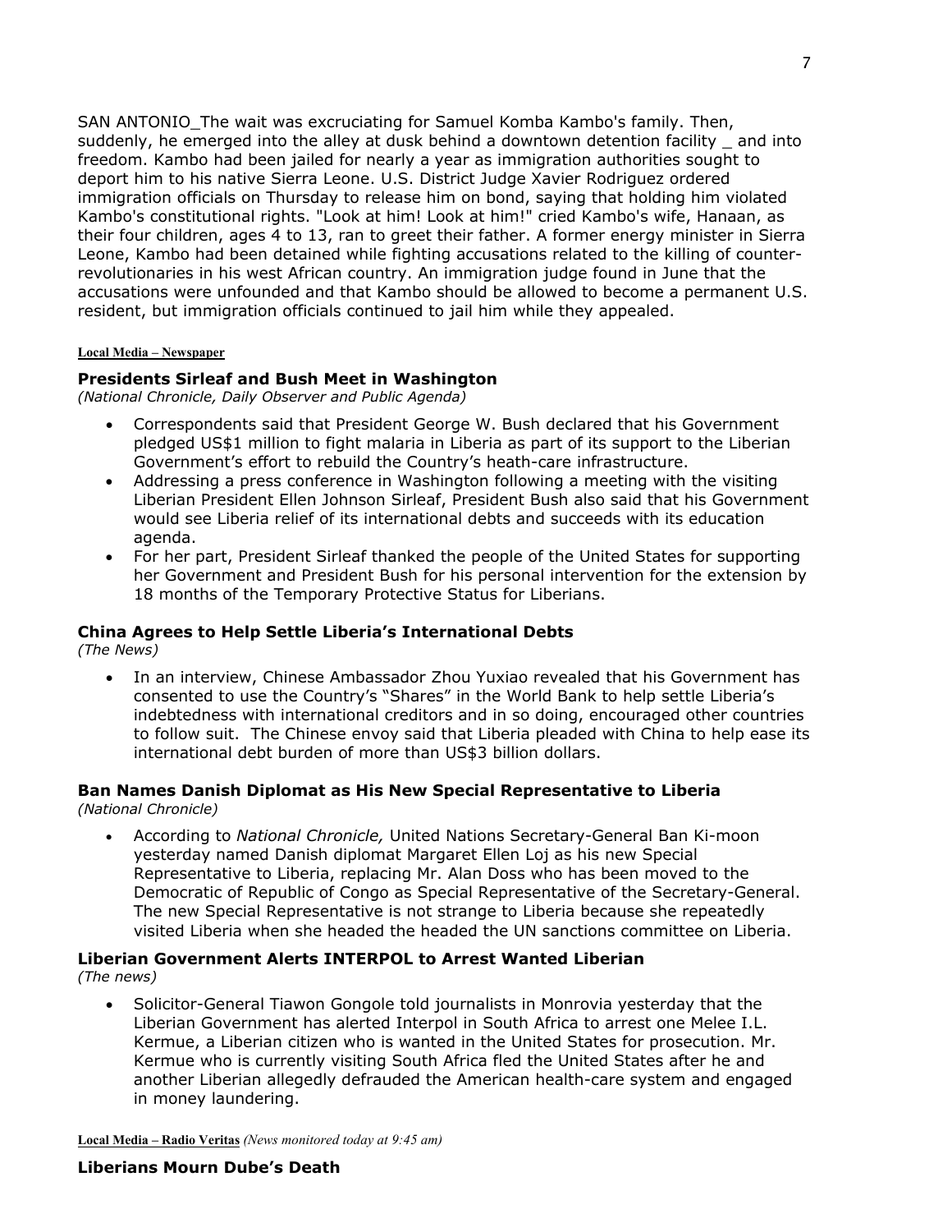SAN ANTONIO_The wait was excruciating for Samuel Komba Kambo's family. Then, suddenly, he emerged into the alley at dusk behind a downtown detention facility _ and into freedom. Kambo had been jailed for nearly a year as immigration authorities sought to deport him to his native Sierra Leone. U.S. District Judge Xavier Rodriguez ordered immigration officials on Thursday to release him on bond, saying that holding him violated Kambo's constitutional rights. "Look at him! Look at him!" cried Kambo's wife, Hanaan, as their four children, ages 4 to 13, ran to greet their father. A former energy minister in Sierra Leone, Kambo had been detained while fighting accusations related to the killing of counter-revolutionaries in his west African country. An immigration judge found in June that the accusations were unfounded and that Kambo should be allowed to become a permanent U.S. resident, but immigration officials continued to jail him while they appealed.

**Local Media – Newspaper**

### Presidents Sirleaf and Bush Meet in Washington

*(National Chronicle, Daily Observer and Public Agenda)*

- Correspondents said that President George W. Bush declared that his Government pledged US$1 million to fight malaria in Liberia as part of its support to the Liberian Government's effort to rebuild the Country's heath-care infrastructure.
- Addressing a press conference in Washington following a meeting with the visiting Liberian President Ellen Johnson Sirleaf, President Bush also said that his Government would see Liberia relief of its international debts and succeeds with its education agenda.
- For her part, President Sirleaf thanked the people of the United States for supporting her Government and President Bush for his personal intervention for the extension by 18 months of the Temporary Protective Status for Liberians.

### China Agrees to Help Settle Liberia's International Debts

*(The News)*

- In an interview, Chinese Ambassador Zhou Yuxiao revealed that his Government has consented to use the Country's "Shares" in the World Bank to help settle Liberia's indebtedness with international creditors and in so doing, encouraged other countries to follow suit. The Chinese envoy said that Liberia pleaded with China to help ease its international debt burden of more than US$3 billion dollars.

### Ban Names Danish Diplomat as His New Special Representative to Liberia

*(National Chronicle)*

- According to *National Chronicle,* United Nations Secretary-General Ban Ki-moon yesterday named Danish diplomat Margaret Ellen Loj as his new Special Representative to Liberia, replacing Mr. Alan Doss who has been moved to the Democratic of Republic of Congo as Special Representative of the Secretary-General. The new Special Representative is not strange to Liberia because she repeatedly visited Liberia when she headed the headed the UN sanctions committee on Liberia.

### Liberian Government Alerts INTERPOL to Arrest Wanted Liberian

*(The news)*

- Solicitor-General Tiawon Gongole told journalists in Monrovia yesterday that the Liberian Government has alerted Interpol in South Africa to arrest one Melee I.L. Kermue, a Liberian citizen who is wanted in the United States for prosecution. Mr. Kermue who is currently visiting South Africa fled the United States after he and another Liberian allegedly defrauded the American health-care system and engaged in money laundering.

**Local Media – Radio Veritas** *(News monitored today at 9:45 am)*

### Liberians Mourn Dube's Death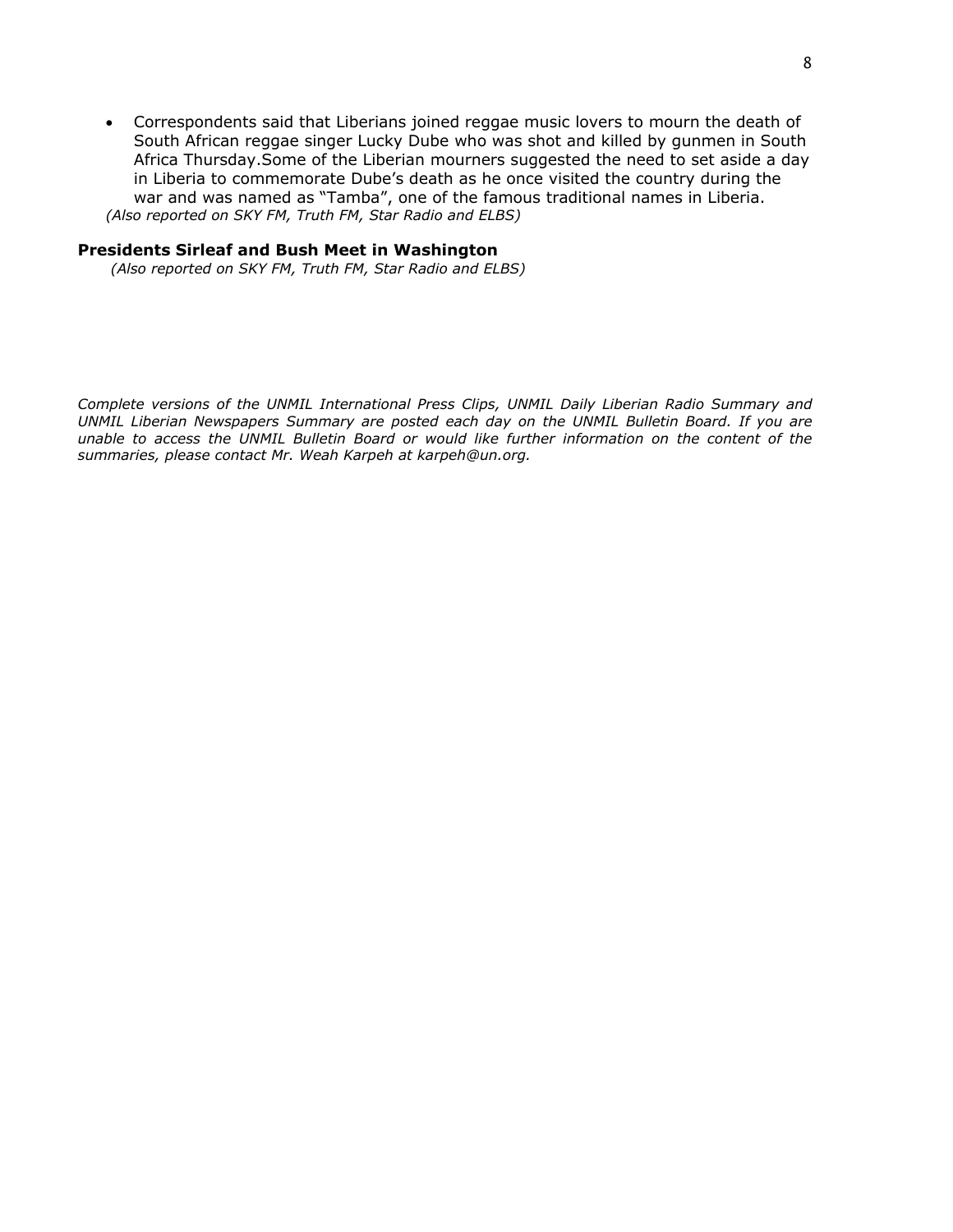- Correspondents said that Liberians joined reggae music lovers to mourn the death of South African reggae singer Lucky Dube who was shot and killed by gunmen in South Africa Thursday.Some of the Liberian mourners suggested the need to set aside a day in Liberia to commemorate Dube's death as he once visited the country during the war and was named as "Tamba", one of the famous traditional names in Liberia.

*(Also reported on SKY FM, Truth FM, Star Radio and ELBS)*

**Presidents Sirleaf and Bush Meet in Washington**

*(Also reported on SKY FM, Truth FM, Star Radio and ELBS)*

*Complete versions of the UNMIL International Press Clips, UNMIL Daily Liberian Radio Summary and UNMIL Liberian Newspapers Summary are posted each day on the UNMIL Bulletin Board. If you are unable to access the UNMIL Bulletin Board or would like further information on the content of the summaries, please contact Mr. Weah Karpeh at karpeh@un.org.*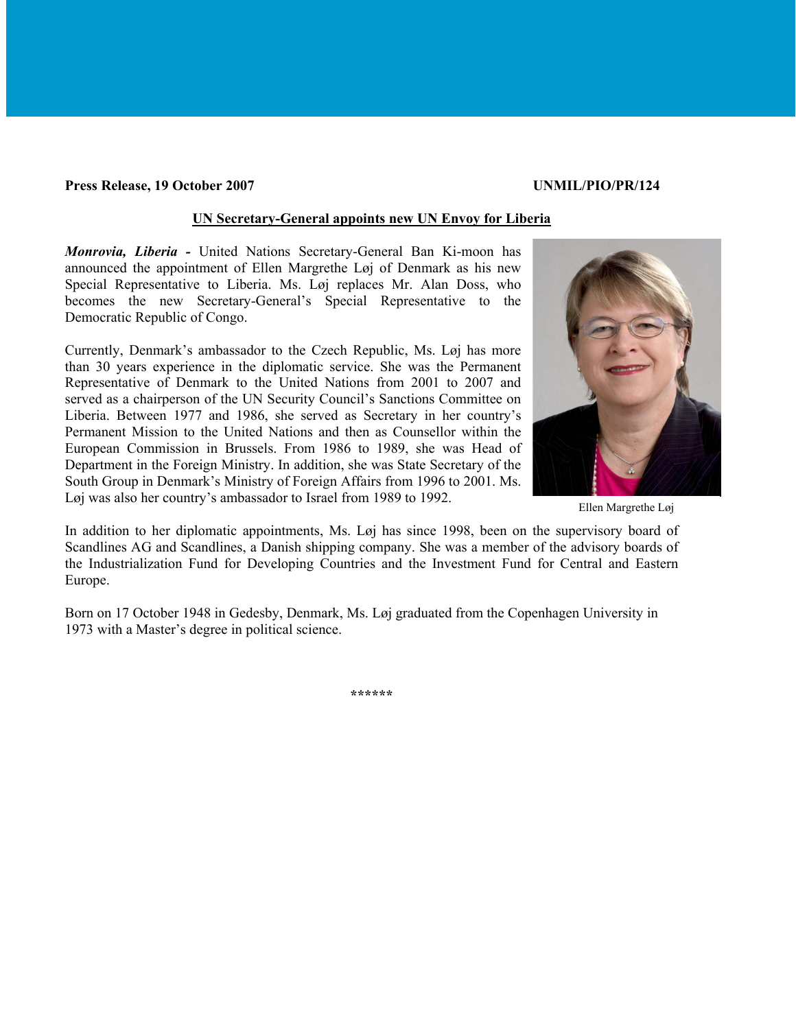**Press Release, 19 October 2007** **UNMIL/PIO/PR/124**

## UN Secretary-General appoints new UN Envoy for Liberia

***Monrovia, Liberia -*** United Nations Secretary-General Ban Ki-moon has announced the appointment of Ellen Margrethe Løj of Denmark as his new Special Representative to Liberia. Ms. Løj replaces Mr. Alan Doss, who becomes the new Secretary-General's Special Representative to the Democratic Republic of Congo.

Currently, Denmark's ambassador to the Czech Republic, Ms. Løj has more than 30 years experience in the diplomatic service. She was the Permanent Representative of Denmark to the United Nations from 2001 to 2007 and served as a chairperson of the UN Security Council's Sanctions Committee on Liberia. Between 1977 and 1986, she served as Secretary in her country's Permanent Mission to the United Nations and then as Counsellor within the European Commission in Brussels. From 1986 to 1989, she was Head of Department in the Foreign Ministry. In addition, she was State Secretary of the South Group in Denmark's Ministry of Foreign Affairs from 1996 to 2001. Ms. Løj was also her country's ambassador to Israel from 1989 to 1992.

Ellen Margrethe Løj

In addition to her diplomatic appointments, Ms. Løj has since 1998, been on the supervisory board of Scandlines AG and Scandlines, a Danish shipping company. She was a member of the advisory boards of the Industrialization Fund for Developing Countries and the Investment Fund for Central and Eastern Europe.

Born on 17 October 1948 in Gedesby, Denmark, Ms. Løj graduated from the Copenhagen University in 1973 with a Master's degree in political science.

******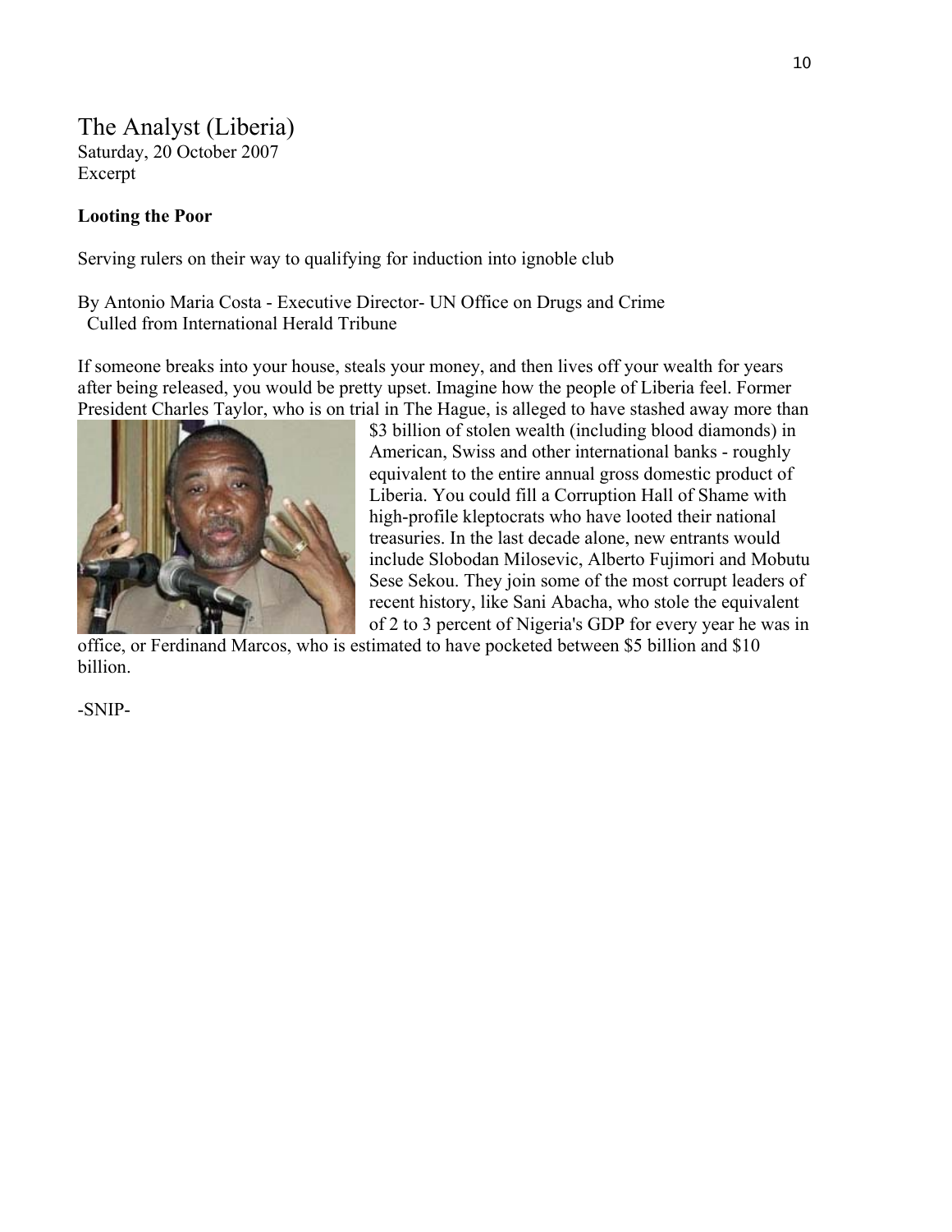# The Analyst (Liberia)

Saturday, 20 October 2007
Excerpt

**Looting the Poor**

Serving rulers on their way to qualifying for induction into ignoble club

By Antonio Maria Costa - Executive Director- UN Office on Drugs and Crime
Culled from International Herald Tribune

If someone breaks into your house, steals your money, and then lives off your wealth for years after being released, you would be pretty upset. Imagine how the people of Liberia feel. Former President Charles Taylor, who is on trial in The Hague, is alleged to have stashed away more than $3 billion of stolen wealth (including blood diamonds) in American, Swiss and other international banks - roughly equivalent to the entire annual gross domestic product of Liberia. You could fill a Corruption Hall of Shame with high-profile kleptocrats who have looted their national treasuries. In the last decade alone, new entrants would include Slobodan Milosevic, Alberto Fujimori and Mobutu Sese Sekou. They join some of the most corrupt leaders of recent history, like Sani Abacha, who stole the equivalent of 2 to 3 percent of Nigeria's GDP for every year he was in office, or Ferdinand Marcos, who is estimated to have pocketed between $5 billion and $10 billion.

-SNIP-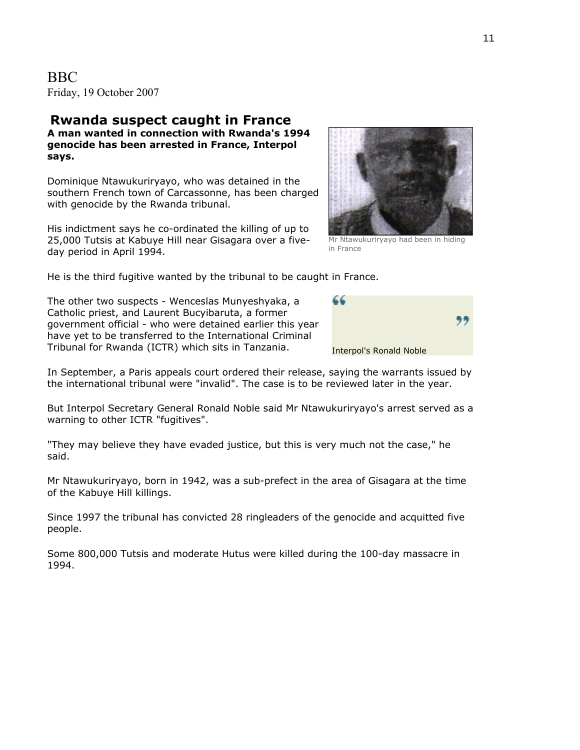BBC
Friday, 19 October 2007

## Rwanda suspect caught in France

**A man wanted in connection with Rwanda's 1994 genocide has been arrested in France, Interpol says.**

Dominique Ntawukuriryayo, who was detained in the southern French town of Carcassonne, has been charged with genocide by the Rwanda tribunal.

His indictment says he co-ordinated the killing of up to 25,000 Tutsis at Kabuye Hill near Gisagara over a five-day period in April 1994.

Mr Ntawukuriryayo had been in hiding in France

He is the third fugitive wanted by the tribunal to be caught in France.

The other two suspects - Wenceslas Munyeshyaka, a Catholic priest, and Laurent Bucyibaruta, a former government official - who were detained earlier this year have yet to be transferred to the International Criminal Tribunal for Rwanda (ICTR) which sits in Tanzania.

Interpol's Ronald Noble

In September, a Paris appeals court ordered their release, saying the warrants issued by the international tribunal were "invalid". The case is to be reviewed later in the year.

But Interpol Secretary General Ronald Noble said Mr Ntawukuriryayo's arrest served as a warning to other ICTR "fugitives".

"They may believe they have evaded justice, but this is very much not the case," he said.

Mr Ntawukuriryayo, born in 1942, was a sub-prefect in the area of Gisagara at the time of the Kabuye Hill killings.

Since 1997 the tribunal has convicted 28 ringleaders of the genocide and acquitted five people.

Some 800,000 Tutsis and moderate Hutus were killed during the 100-day massacre in 1994.